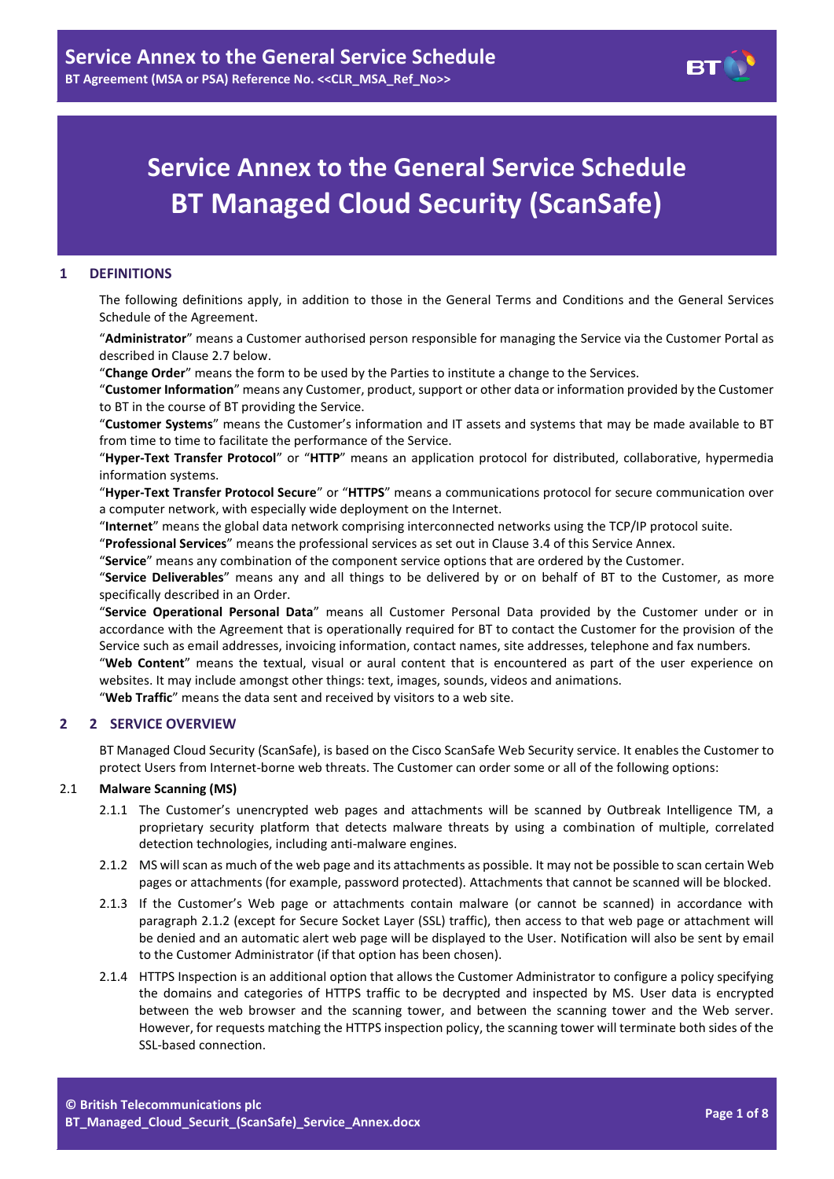# Service Annex to the General Service Schedule BT Managed Cloud Security (ScanSafe)

## 1 DEFINITIONS

The following definitions apply, in addition to those in the General Terms and Conditions and the General Services Schedule of the Agreement.

"**Administrator**" means a Customer authorised person responsible for managing the Service via the Customer Portal as described in Clause 2.7 below.

"**Change Order**" means the form to be used by the Parties to institute a change to the Services.

"**Customer Information**" means any Customer, product, support or other data or information provided by the Customer to BT in the course of BT providing the Service.

"**Customer Systems**" means the Customer's information and IT assets and systems that may be made available to BT from time to time to facilitate the performance of the Service.

"**Hyper-Text Transfer Protocol**" or "**HTTP**" means an application protocol for distributed, collaborative, hypermedia information systems.

"**Hyper-Text Transfer Protocol Secure**" or "**HTTPS**" means a communications protocol for secure communication over a computer network, with especially wide deployment on the Internet.

"**Internet**" means the global data network comprising interconnected networks using the TCP/IP protocol suite.

"**Professional Services**" means the professional services as set out in Clause 3.4 of this Service Annex.

"**Service**" means any combination of the component service options that are ordered by the Customer.

"**Service Deliverables**" means any and all things to be delivered by or on behalf of BT to the Customer, as more specifically described in an Order.

"**Service Operational Personal Data**" means all Customer Personal Data provided by the Customer under or in accordance with the Agreement that is operationally required for BT to contact the Customer for the provision of the Service such as email addresses, invoicing information, contact names, site addresses, telephone and fax numbers.

"**Web Content**" means the textual, visual or aural content that is encountered as part of the user experience on websites. It may include amongst other things: text, images, sounds, videos and animations.

"**Web Traffic**" means the data sent and received by visitors to a web site.

## 2 2 SERVICE OVERVIEW

BT Managed Cloud Security (ScanSafe), is based on the Cisco ScanSafe Web Security service. It enables the Customer to protect Users from Internet-borne web threats. The Customer can order some or all of the following options:

### 2.1 Malware Scanning (MS)

2.1.1 The Customer's unencrypted web pages and attachments will be scanned by Outbreak Intelligence TM, a proprietary security platform that detects malware threats by using a combination of multiple, correlated detection technologies, including anti-malware engines.

2.1.2 MS will scan as much of the web page and its attachments as possible. It may not be possible to scan certain Web pages or attachments (for example, password protected). Attachments that cannot be scanned will be blocked.

2.1.3 If the Customer's Web page or attachments contain malware (or cannot be scanned) in accordance with paragraph 2.1.2 (except for Secure Socket Layer (SSL) traffic), then access to that web page or attachment will be denied and an automatic alert web page will be displayed to the User. Notification will also be sent by email to the Customer Administrator (if that option has been chosen).

2.1.4 HTTPS Inspection is an additional option that allows the Customer Administrator to configure a policy specifying the domains and categories of HTTPS traffic to be decrypted and inspected by MS. User data is encrypted between the web browser and the scanning tower, and between the scanning tower and the Web server. However, for requests matching the HTTPS inspection policy, the scanning tower will terminate both sides of the SSL-based connection.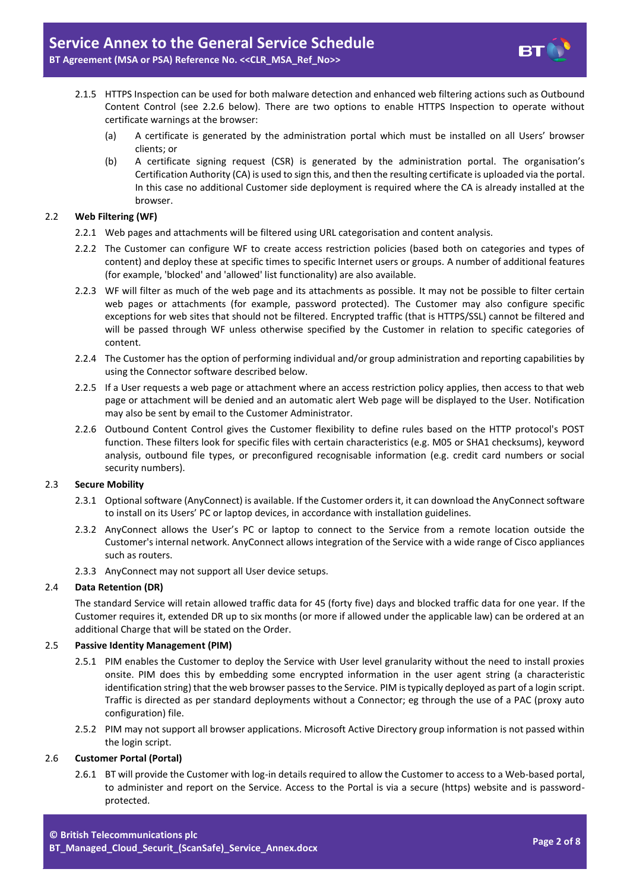2.1.5 HTTPS Inspection can be used for both malware detection and enhanced web filtering actions such as Outbound Content Control (see 2.2.6 below). There are two options to enable HTTPS Inspection to operate without certificate warnings at the browser:

(a) A certificate is generated by the administration portal which must be installed on all Users' browser clients; or

(b) A certificate signing request (CSR) is generated by the administration portal. The organisation's Certification Authority (CA) is used to sign this, and then the resulting certificate is uploaded via the portal. In this case no additional Customer side deployment is required where the CA is already installed at the browser.

## 2.2 Web Filtering (WF)

2.2.1 Web pages and attachments will be filtered using URL categorisation and content analysis.

2.2.2 The Customer can configure WF to create access restriction policies (based both on categories and types of content) and deploy these at specific times to specific Internet users or groups. A number of additional features (for example, 'blocked' and 'allowed' list functionality) are also available.

2.2.3 WF will filter as much of the web page and its attachments as possible. It may not be possible to filter certain web pages or attachments (for example, password protected). The Customer may also configure specific exceptions for web sites that should not be filtered. Encrypted traffic (that is HTTPS/SSL) cannot be filtered and will be passed through WF unless otherwise specified by the Customer in relation to specific categories of content.

2.2.4 The Customer has the option of performing individual and/or group administration and reporting capabilities by using the Connector software described below.

2.2.5 If a User requests a web page or attachment where an access restriction policy applies, then access to that web page or attachment will be denied and an automatic alert Web page will be displayed to the User. Notification may also be sent by email to the Customer Administrator.

2.2.6 Outbound Content Control gives the Customer flexibility to define rules based on the HTTP protocol's POST function. These filters look for specific files with certain characteristics (e.g. M05 or SHA1 checksums), keyword analysis, outbound file types, or preconfigured recognisable information (e.g. credit card numbers or social security numbers).

## 2.3 Secure Mobility

2.3.1 Optional software (AnyConnect) is available. If the Customer orders it, it can download the AnyConnect software to install on its Users' PC or laptop devices, in accordance with installation guidelines.

2.3.2 AnyConnect allows the User's PC or laptop to connect to the Service from a remote location outside the Customer's internal network. AnyConnect allows integration of the Service with a wide range of Cisco appliances such as routers.

2.3.3 AnyConnect may not support all User device setups.

## 2.4 Data Retention (DR)

The standard Service will retain allowed traffic data for 45 (forty five) days and blocked traffic data for one year. If the Customer requires it, extended DR up to six months (or more if allowed under the applicable law) can be ordered at an additional Charge that will be stated on the Order.

## 2.5 Passive Identity Management (PIM)

2.5.1 PIM enables the Customer to deploy the Service with User level granularity without the need to install proxies onsite. PIM does this by embedding some encrypted information in the user agent string (a characteristic identification string) that the web browser passes to the Service. PIM is typically deployed as part of a login script. Traffic is directed as per standard deployments without a Connector; eg through the use of a PAC (proxy auto configuration) file.

2.5.2 PIM may not support all browser applications. Microsoft Active Directory group information is not passed within the login script.

## 2.6 Customer Portal (Portal)

2.6.1 BT will provide the Customer with log-in details required to allow the Customer to access to a Web-based portal, to administer and report on the Service. Access to the Portal is via a secure (https) website and is password-protected.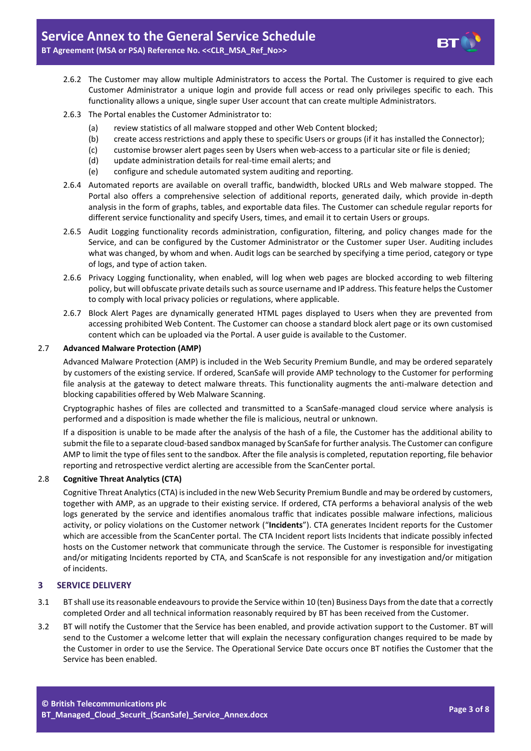2.6.2 The Customer may allow multiple Administrators to access the Portal. The Customer is required to give each Customer Administrator a unique login and provide full access or read only privileges specific to each. This functionality allows a unique, single super User account that can create multiple Administrators.

2.6.3 The Portal enables the Customer Administrator to:

(a) review statistics of all malware stopped and other Web Content blocked;
(b) create access restrictions and apply these to specific Users or groups (if it has installed the Connector);
(c) customise browser alert pages seen by Users when web-access to a particular site or file is denied;
(d) update administration details for real-time email alerts; and
(e) configure and schedule automated system auditing and reporting.

2.6.4 Automated reports are available on overall traffic, bandwidth, blocked URLs and Web malware stopped. The Portal also offers a comprehensive selection of additional reports, generated daily, which provide in-depth analysis in the form of graphs, tables, and exportable data files. The Customer can schedule regular reports for different service functionality and specify Users, times, and email it to certain Users or groups.

2.6.5 Audit Logging functionality records administration, configuration, filtering, and policy changes made for the Service, and can be configured by the Customer Administrator or the Customer super User. Auditing includes what was changed, by whom and when. Audit logs can be searched by specifying a time period, category or type of logs, and type of action taken.

2.6.6 Privacy Logging functionality, when enabled, will log when web pages are blocked according to web filtering policy, but will obfuscate private details such as source username and IP address. This feature helps the Customer to comply with local privacy policies or regulations, where applicable.

2.6.7 Block Alert Pages are dynamically generated HTML pages displayed to Users when they are prevented from accessing prohibited Web Content. The Customer can choose a standard block alert page or its own customised content which can be uploaded via the Portal. A user guide is available to the Customer.

### 2.7 Advanced Malware Protection (AMP)

Advanced Malware Protection (AMP) is included in the Web Security Premium Bundle, and may be ordered separately by customers of the existing service. If ordered, ScanSafe will provide AMP technology to the Customer for performing file analysis at the gateway to detect malware threats. This functionality augments the anti-malware detection and blocking capabilities offered by Web Malware Scanning.

Cryptographic hashes of files are collected and transmitted to a ScanSafe-managed cloud service where analysis is performed and a disposition is made whether the file is malicious, neutral or unknown.

If a disposition is unable to be made after the analysis of the hash of a file, the Customer has the additional ability to submit the file to a separate cloud-based sandbox managed by ScanSafe for further analysis. The Customer can configure AMP to limit the type of files sent to the sandbox. After the file analysis is completed, reputation reporting, file behavior reporting and retrospective verdict alerting are accessible from the ScanCenter portal.

### 2.8 Cognitive Threat Analytics (CTA)

Cognitive Threat Analytics (CTA) is included in the new Web Security Premium Bundle and may be ordered by customers, together with AMP, as an upgrade to their existing service. If ordered, CTA performs a behavioral analysis of the web logs generated by the service and identifies anomalous traffic that indicates possible malware infections, malicious activity, or policy violations on the Customer network (“**Incidents**”). CTA generates Incident reports for the Customer which are accessible from the ScanCenter portal. The CTA Incident report lists Incidents that indicate possibly infected hosts on the Customer network that communicate through the service. The Customer is responsible for investigating and/or mitigating Incidents reported by CTA, and ScanScafe is not responsible for any investigation and/or mitigation of incidents.

## 3 SERVICE DELIVERY

3.1 BT shall use its reasonable endeavours to provide the Service within 10 (ten) Business Days from the date that a correctly completed Order and all technical information reasonably required by BT has been received from the Customer.

3.2 BT will notify the Customer that the Service has been enabled, and provide activation support to the Customer. BT will send to the Customer a welcome letter that will explain the necessary configuration changes required to be made by the Customer in order to use the Service. The Operational Service Date occurs once BT notifies the Customer that the Service has been enabled.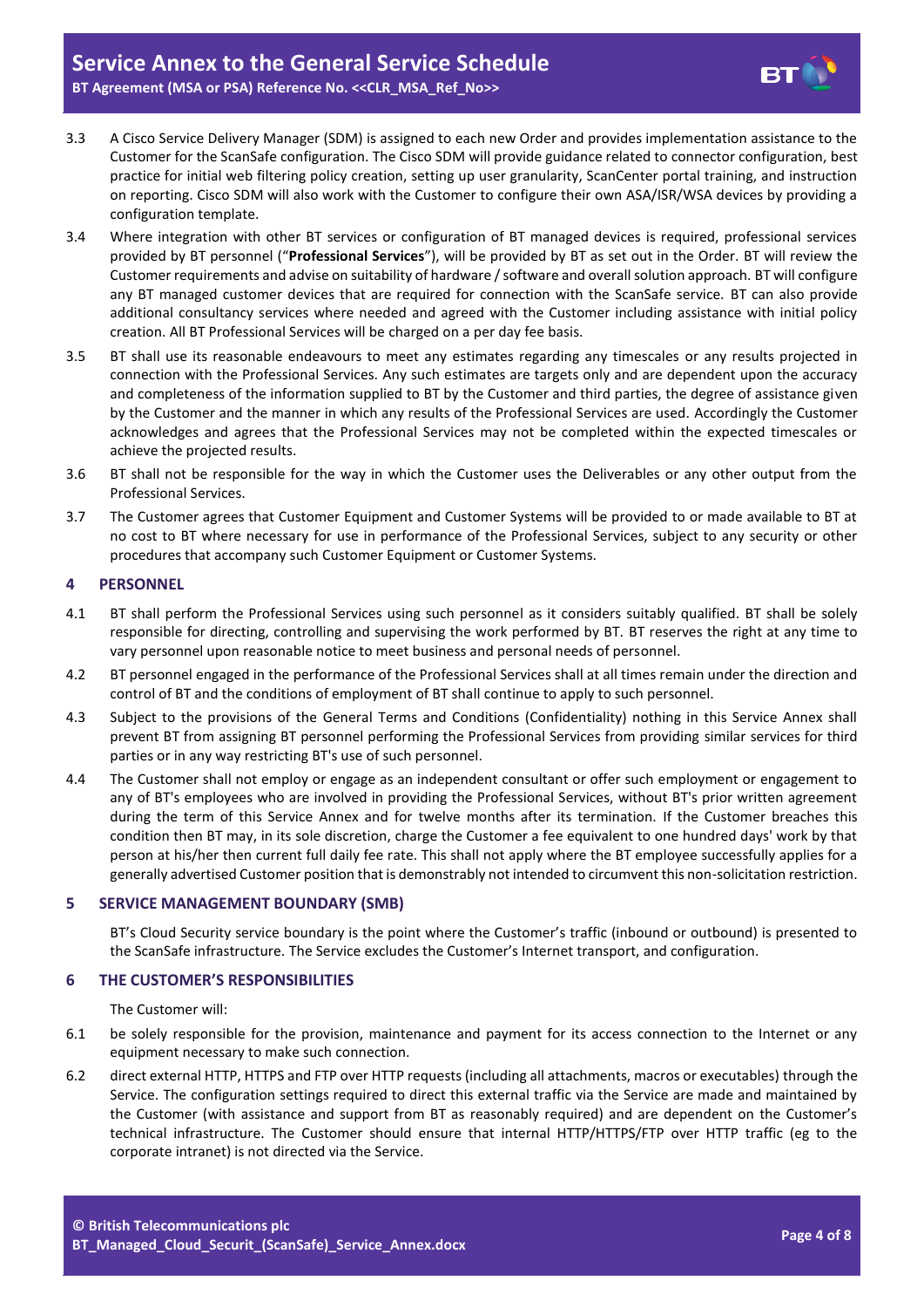3.3 A Cisco Service Delivery Manager (SDM) is assigned to each new Order and provides implementation assistance to the Customer for the ScanSafe configuration. The Cisco SDM will provide guidance related to connector configuration, best practice for initial web filtering policy creation, setting up user granularity, ScanCenter portal training, and instruction on reporting. Cisco SDM will also work with the Customer to configure their own ASA/ISR/WSA devices by providing a configuration template.

3.4 Where integration with other BT services or configuration of BT managed devices is required, professional services provided by BT personnel ("**Professional Services**"), will be provided by BT as set out in the Order. BT will review the Customer requirements and advise on suitability of hardware / software and overall solution approach. BT will configure any BT managed customer devices that are required for connection with the ScanSafe service. BT can also provide additional consultancy services where needed and agreed with the Customer including assistance with initial policy creation. All BT Professional Services will be charged on a per day fee basis.

3.5 BT shall use its reasonable endeavours to meet any estimates regarding any timescales or any results projected in connection with the Professional Services. Any such estimates are targets only and are dependent upon the accuracy and completeness of the information supplied to BT by the Customer and third parties, the degree of assistance given by the Customer and the manner in which any results of the Professional Services are used. Accordingly the Customer acknowledges and agrees that the Professional Services may not be completed within the expected timescales or achieve the projected results.

3.6 BT shall not be responsible for the way in which the Customer uses the Deliverables or any other output from the Professional Services.

3.7 The Customer agrees that Customer Equipment and Customer Systems will be provided to or made available to BT at no cost to BT where necessary for use in performance of the Professional Services, subject to any security or other procedures that accompany such Customer Equipment or Customer Systems.

## 4 PERSONNEL

4.1 BT shall perform the Professional Services using such personnel as it considers suitably qualified. BT shall be solely responsible for directing, controlling and supervising the work performed by BT. BT reserves the right at any time to vary personnel upon reasonable notice to meet business and personal needs of personnel.

4.2 BT personnel engaged in the performance of the Professional Services shall at all times remain under the direction and control of BT and the conditions of employment of BT shall continue to apply to such personnel.

4.3 Subject to the provisions of the General Terms and Conditions (Confidentiality) nothing in this Service Annex shall prevent BT from assigning BT personnel performing the Professional Services from providing similar services for third parties or in any way restricting BT's use of such personnel.

4.4 The Customer shall not employ or engage as an independent consultant or offer such employment or engagement to any of BT's employees who are involved in providing the Professional Services, without BT's prior written agreement during the term of this Service Annex and for twelve months after its termination. If the Customer breaches this condition then BT may, in its sole discretion, charge the Customer a fee equivalent to one hundred days' work by that person at his/her then current full daily fee rate. This shall not apply where the BT employee successfully applies for a generally advertised Customer position that is demonstrably not intended to circumvent this non-solicitation restriction.

## 5 SERVICE MANAGEMENT BOUNDARY (SMB)

BT's Cloud Security service boundary is the point where the Customer's traffic (inbound or outbound) is presented to the ScanSafe infrastructure. The Service excludes the Customer's Internet transport, and configuration.

## 6 THE CUSTOMER'S RESPONSIBILITIES

The Customer will:

6.1 be solely responsible for the provision, maintenance and payment for its access connection to the Internet or any equipment necessary to make such connection.

6.2 direct external HTTP, HTTPS and FTP over HTTP requests (including all attachments, macros or executables) through the Service. The configuration settings required to direct this external traffic via the Service are made and maintained by the Customer (with assistance and support from BT as reasonably required) and are dependent on the Customer's technical infrastructure. The Customer should ensure that internal HTTP/HTTPS/FTP over HTTP traffic (eg to the corporate intranet) is not directed via the Service.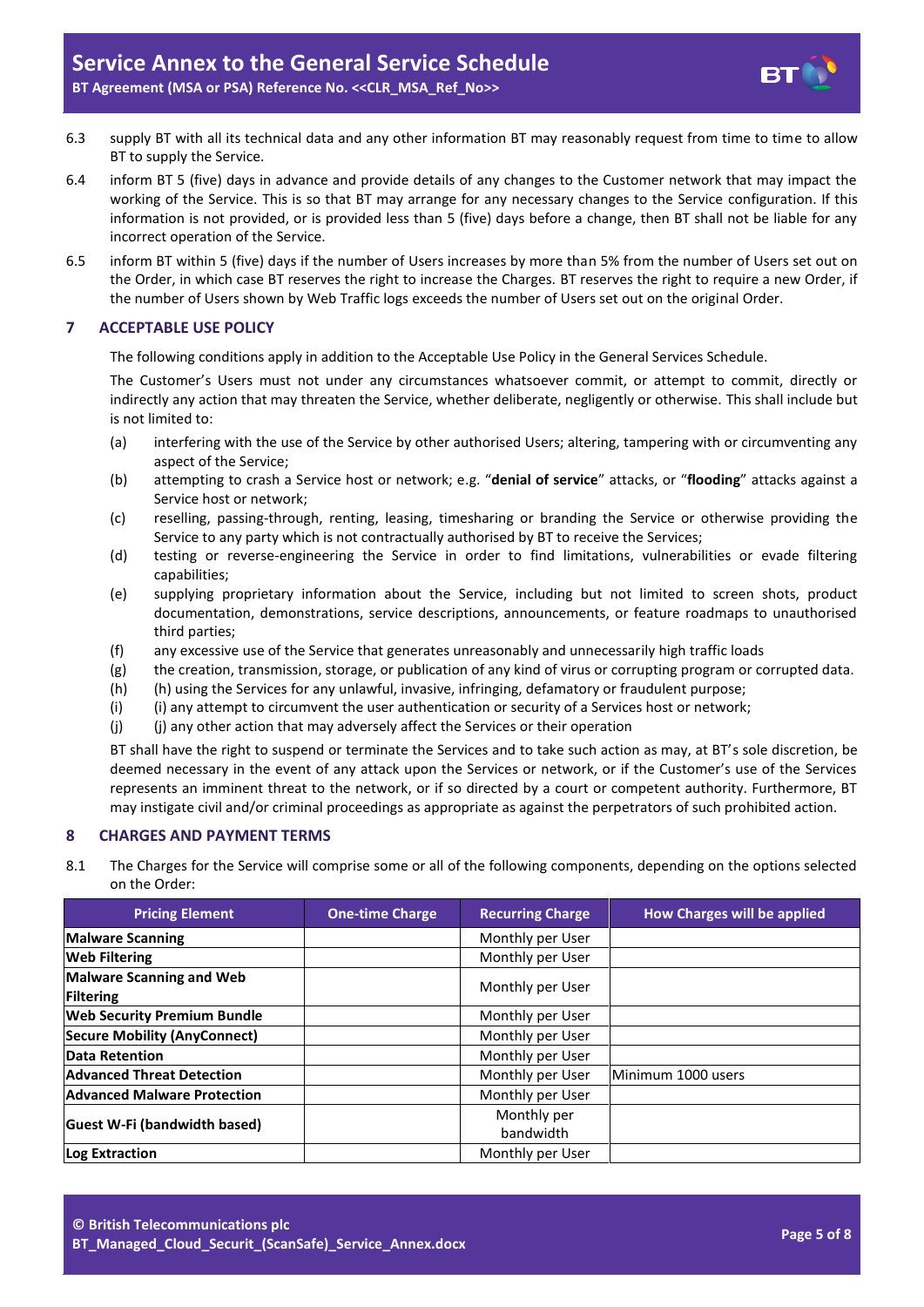6.3 supply BT with all its technical data and any other information BT may reasonably request from time to time to allow BT to supply the Service.

6.4 inform BT 5 (five) days in advance and provide details of any changes to the Customer network that may impact the working of the Service. This is so that BT may arrange for any necessary changes to the Service configuration. If this information is not provided, or is provided less than 5 (five) days before a change, then BT shall not be liable for any incorrect operation of the Service.

6.5 inform BT within 5 (five) days if the number of Users increases by more than 5% from the number of Users set out on the Order, in which case BT reserves the right to increase the Charges. BT reserves the right to require a new Order, if the number of Users shown by Web Traffic logs exceeds the number of Users set out on the original Order.

## 7 ACCEPTABLE USE POLICY

The following conditions apply in addition to the Acceptable Use Policy in the General Services Schedule.

The Customer's Users must not under any circumstances whatsoever commit, or attempt to commit, directly or indirectly any action that may threaten the Service, whether deliberate, negligently or otherwise. This shall include but is not limited to:

(a) interfering with the use of the Service by other authorised Users; altering, tampering with or circumventing any aspect of the Service;

(b) attempting to crash a Service host or network; e.g. "**denial of service**" attacks, or "**flooding**" attacks against a Service host or network;

(c) reselling, passing-through, renting, leasing, timesharing or branding the Service or otherwise providing the Service to any party which is not contractually authorised by BT to receive the Services;

(d) testing or reverse-engineering the Service in order to find limitations, vulnerabilities or evade filtering capabilities;

(e) supplying proprietary information about the Service, including but not limited to screen shots, product documentation, demonstrations, service descriptions, announcements, or feature roadmaps to unauthorised third parties;

(f) any excessive use of the Service that generates unreasonably and unnecessarily high traffic loads

(g) the creation, transmission, storage, or publication of any kind of virus or corrupting program or corrupted data.

(h) (h) using the Services for any unlawful, invasive, infringing, defamatory or fraudulent purpose;

(i) (i) any attempt to circumvent the user authentication or security of a Services host or network;

(j) (j) any other action that may adversely affect the Services or their operation

BT shall have the right to suspend or terminate the Services and to take such action as may, at BT's sole discretion, be deemed necessary in the event of any attack upon the Services or network, or if the Customer's use of the Services represents an imminent threat to the network, or if so directed by a court or competent authority. Furthermore, BT may instigate civil and/or criminal proceedings as appropriate as against the perpetrators of such prohibited action.

## 8 CHARGES AND PAYMENT TERMS

8.1 The Charges for the Service will comprise some or all of the following components, depending on the options selected on the Order:

| Pricing Element | One-time Charge | Recurring Charge | How Charges will be applied |
|---|---|---|---|
| **Malware Scanning** | | Monthly per User | |
| **Web Filtering** | | Monthly per User | |
| **Malware Scanning and Web Filtering** | | Monthly per User | |
| **Web Security Premium Bundle** | | Monthly per User | |
| **Secure Mobility (AnyConnect)** | | Monthly per User | |
| **Data Retention** | | Monthly per User | |
| **Advanced Threat Detection** | | Monthly per User | Minimum 1000 users |
| **Advanced Malware Protection** | | Monthly per User | |
| **Guest W-Fi (bandwidth based)** | | Monthly per bandwidth | |
| **Log Extraction** | | Monthly per User | |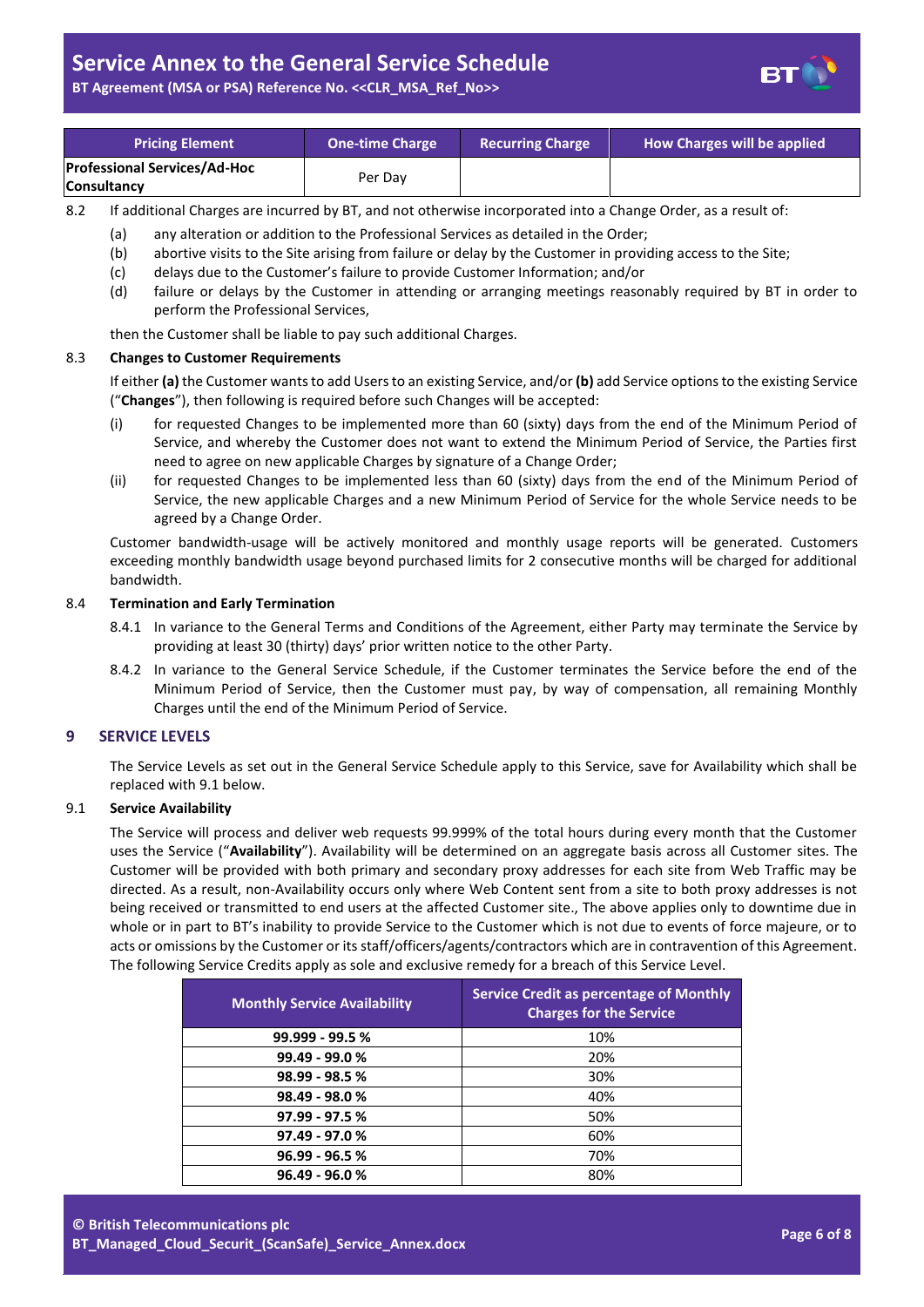| Pricing Element | One-time Charge | Recurring Charge | How Charges will be applied |
|---|---|---|---|
| **Professional Services/Ad-Hoc Consultancy** | Per Day | | |

8.2 If additional Charges are incurred by BT, and not otherwise incorporated into a Change Order, as a result of:

(a) any alteration or addition to the Professional Services as detailed in the Order;

(b) abortive visits to the Site arising from failure or delay by the Customer in providing access to the Site;

(c) delays due to the Customer's failure to provide Customer Information; and/or

(d) failure or delays by the Customer in attending or arranging meetings reasonably required by BT in order to perform the Professional Services,

then the Customer shall be liable to pay such additional Charges.

8.3 **Changes to Customer Requirements**

If either **(a)** the Customer wants to add Users to an existing Service, and/or **(b)** add Service options to the existing Service ("**Changes**"), then following is required before such Changes will be accepted:

(i) for requested Changes to be implemented more than 60 (sixty) days from the end of the Minimum Period of Service, and whereby the Customer does not want to extend the Minimum Period of Service, the Parties first need to agree on new applicable Charges by signature of a Change Order;

(ii) for requested Changes to be implemented less than 60 (sixty) days from the end of the Minimum Period of Service, the new applicable Charges and a new Minimum Period of Service for the whole Service needs to be agreed by a Change Order.

Customer bandwidth-usage will be actively monitored and monthly usage reports will be generated. Customers exceeding monthly bandwidth usage beyond purchased limits for 2 consecutive months will be charged for additional bandwidth.

8.4 **Termination and Early Termination**

8.4.1 In variance to the General Terms and Conditions of the Agreement, either Party may terminate the Service by providing at least 30 (thirty) days' prior written notice to the other Party.

8.4.2 In variance to the General Service Schedule, if the Customer terminates the Service before the end of the Minimum Period of Service, then the Customer must pay, by way of compensation, all remaining Monthly Charges until the end of the Minimum Period of Service.

## 9 SERVICE LEVELS

The Service Levels as set out in the General Service Schedule apply to this Service, save for Availability which shall be replaced with 9.1 below.

9.1 **Service Availability**

The Service will process and deliver web requests 99.999% of the total hours during every month that the Customer uses the Service ("**Availability**"). Availability will be determined on an aggregate basis across all Customer sites. The Customer will be provided with both primary and secondary proxy addresses for each site from Web Traffic may be directed. As a result, non-Availability occurs only where Web Content sent from a site to both proxy addresses is not being received or transmitted to end users at the affected Customer site., The above applies only to downtime due in whole or in part to BT's inability to provide Service to the Customer which is not due to events of force majeure, or to acts or omissions by the Customer or its staff/officers/agents/contractors which are in contravention of this Agreement. The following Service Credits apply as sole and exclusive remedy for a breach of this Service Level.

| Monthly Service Availability | Service Credit as percentage of Monthly Charges for the Service |
|---|---|
| **99.999 - 99.5 %** | 10% |
| **99.49 - 99.0 %** | 20% |
| **98.99 - 98.5 %** | 30% |
| **98.49 - 98.0 %** | 40% |
| **97.99 - 97.5 %** | 50% |
| **97.49 - 97.0 %** | 60% |
| **96.99 - 96.5 %** | 70% |
| **96.49 - 96.0 %** | 80% |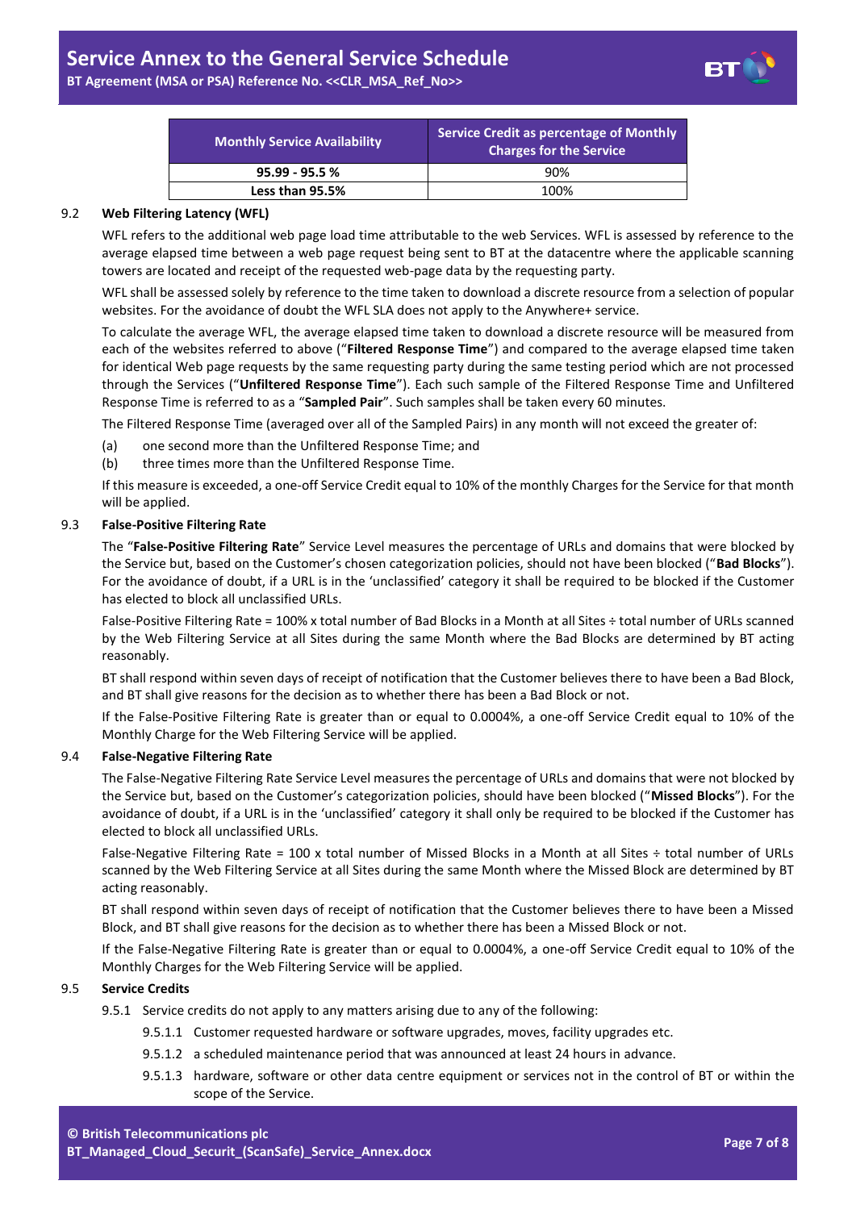| Monthly Service Availability | Service Credit as percentage of Monthly Charges for the Service |
|---|---|
| 95.99 - 95.5 % | 90% |
| Less than 95.5% | 100% |

9.2 **Web Filtering Latency (WFL)**

WFL refers to the additional web page load time attributable to the web Services. WFL is assessed by reference to the average elapsed time between a web page request being sent to BT at the datacentre where the applicable scanning towers are located and receipt of the requested web-page data by the requesting party.

WFL shall be assessed solely by reference to the time taken to download a discrete resource from a selection of popular websites. For the avoidance of doubt the WFL SLA does not apply to the Anywhere+ service.

To calculate the average WFL, the average elapsed time taken to download a discrete resource will be measured from each of the websites referred to above ("**Filtered Response Time**") and compared to the average elapsed time taken for identical Web page requests by the same requesting party during the same testing period which are not processed through the Services ("**Unfiltered Response Time**"). Each such sample of the Filtered Response Time and Unfiltered Response Time is referred to as a "**Sampled Pair**". Such samples shall be taken every 60 minutes.

The Filtered Response Time (averaged over all of the Sampled Pairs) in any month will not exceed the greater of:

(a) one second more than the Unfiltered Response Time; and

(b) three times more than the Unfiltered Response Time.

If this measure is exceeded, a one-off Service Credit equal to 10% of the monthly Charges for the Service for that month will be applied.

9.3 **False-Positive Filtering Rate**

The "**False-Positive Filtering Rate**" Service Level measures the percentage of URLs and domains that were blocked by the Service but, based on the Customer's chosen categorization policies, should not have been blocked ("**Bad Blocks**"). For the avoidance of doubt, if a URL is in the 'unclassified' category it shall be required to be blocked if the Customer has elected to block all unclassified URLs.

False-Positive Filtering Rate = 100% x total number of Bad Blocks in a Month at all Sites ÷ total number of URLs scanned by the Web Filtering Service at all Sites during the same Month where the Bad Blocks are determined by BT acting reasonably.

BT shall respond within seven days of receipt of notification that the Customer believes there to have been a Bad Block, and BT shall give reasons for the decision as to whether there has been a Bad Block or not.

If the False-Positive Filtering Rate is greater than or equal to 0.0004%, a one-off Service Credit equal to 10% of the Monthly Charge for the Web Filtering Service will be applied.

9.4 **False-Negative Filtering Rate**

The False-Negative Filtering Rate Service Level measures the percentage of URLs and domains that were not blocked by the Service but, based on the Customer's categorization policies, should have been blocked ("**Missed Blocks**"). For the avoidance of doubt, if a URL is in the 'unclassified' category it shall only be required to be blocked if the Customer has elected to block all unclassified URLs.

False-Negative Filtering Rate = 100 x total number of Missed Blocks in a Month at all Sites ÷ total number of URLs scanned by the Web Filtering Service at all Sites during the same Month where the Missed Block are determined by BT acting reasonably.

BT shall respond within seven days of receipt of notification that the Customer believes there to have been a Missed Block, and BT shall give reasons for the decision as to whether there has been a Missed Block or not.

If the False-Negative Filtering Rate is greater than or equal to 0.0004%, a one-off Service Credit equal to 10% of the Monthly Charges for the Web Filtering Service will be applied.

9.5 **Service Credits**

9.5.1 Service credits do not apply to any matters arising due to any of the following:

9.5.1.1 Customer requested hardware or software upgrades, moves, facility upgrades etc.

9.5.1.2 a scheduled maintenance period that was announced at least 24 hours in advance.

9.5.1.3 hardware, software or other data centre equipment or services not in the control of BT or within the scope of the Service.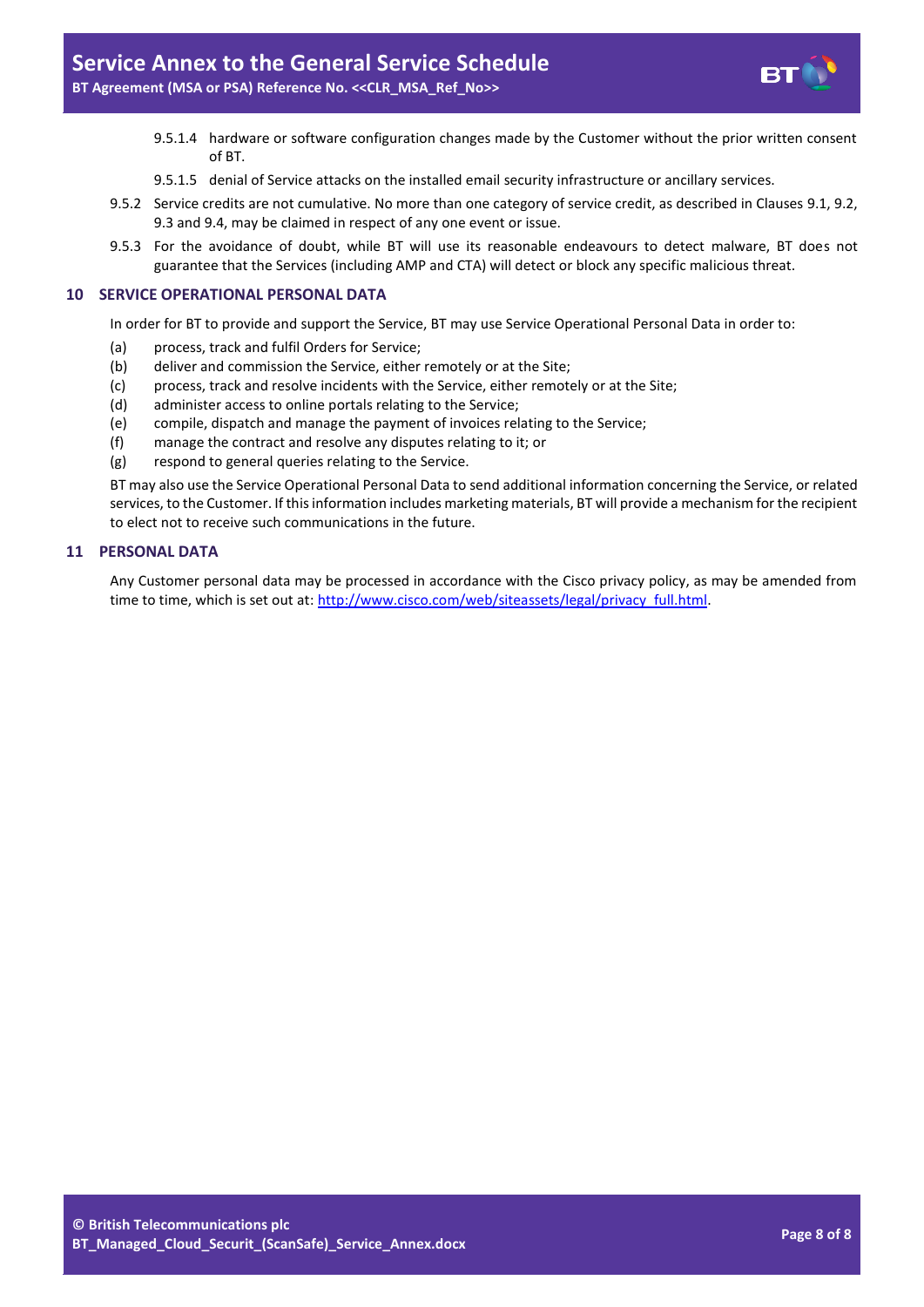9.5.1.4 hardware or software configuration changes made by the Customer without the prior written consent of BT.

9.5.1.5 denial of Service attacks on the installed email security infrastructure or ancillary services.

9.5.2 Service credits are not cumulative. No more than one category of service credit, as described in Clauses 9.1, 9.2, 9.3 and 9.4, may be claimed in respect of any one event or issue.

9.5.3 For the avoidance of doubt, while BT will use its reasonable endeavours to detect malware, BT does not guarantee that the Services (including AMP and CTA) will detect or block any specific malicious threat.

## 10 SERVICE OPERATIONAL PERSONAL DATA

In order for BT to provide and support the Service, BT may use Service Operational Personal Data in order to:

(a) process, track and fulfil Orders for Service;

(b) deliver and commission the Service, either remotely or at the Site;

(c) process, track and resolve incidents with the Service, either remotely or at the Site;

(d) administer access to online portals relating to the Service;

(e) compile, dispatch and manage the payment of invoices relating to the Service;

(f) manage the contract and resolve any disputes relating to it; or

(g) respond to general queries relating to the Service.

BT may also use the Service Operational Personal Data to send additional information concerning the Service, or related services, to the Customer. If this information includes marketing materials, BT will provide a mechanism for the recipient to elect not to receive such communications in the future.

## 11 PERSONAL DATA

Any Customer personal data may be processed in accordance with the Cisco privacy policy, as may be amended from time to time, which is set out at: http://www.cisco.com/web/siteassets/legal/privacy_full.html.